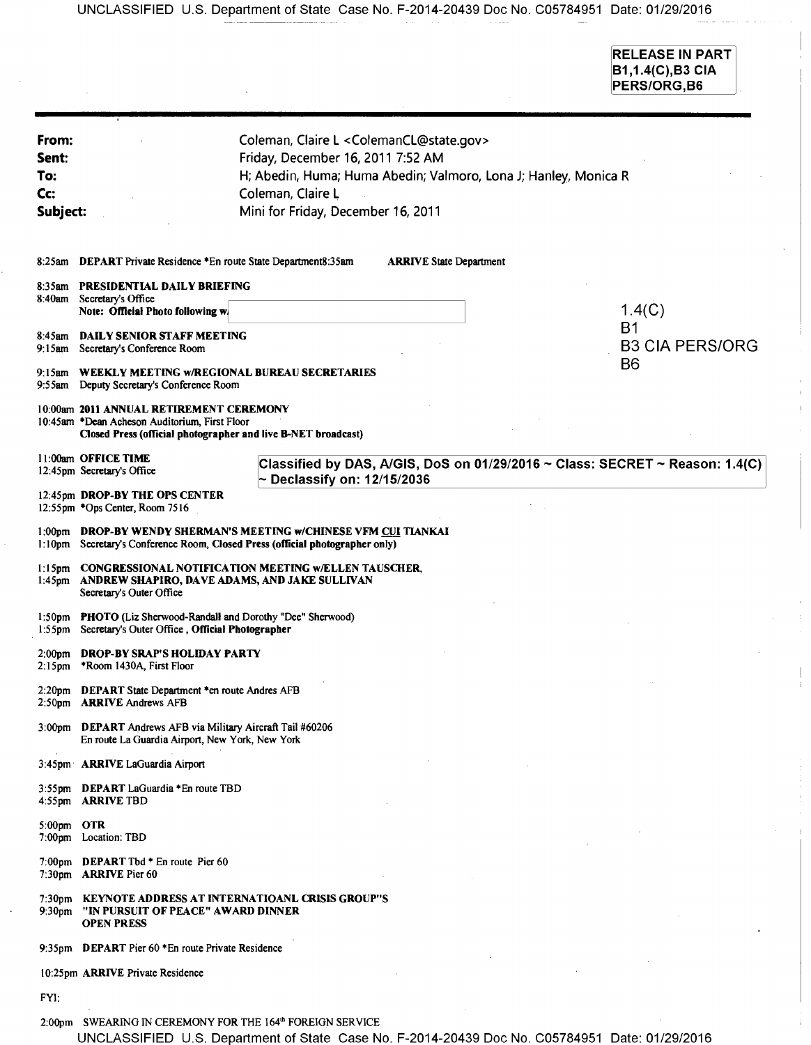RELEASE IN PART
B1,1.4(C),B3 CIA PERS/ORG,B6

**From:** Coleman, Claire L <ColemanCL@state.gov>
**Sent:** Friday, December 16, 2011 7:52 AM
**To:** H; Abedin, Huma; Huma Abedin; Valmoro, Lona J; Hanley, Monica R
**Cc:** Coleman, Claire L
**Subject:** Mini for Friday, December 16, 2011

8:25am **DEPART** Private Residence *En route State Department8:35am **ARRIVE** State Department

8:35am **PRESIDENTIAL DAILY BRIEFING**
8:40am Secretary's Office
Note: **Official Photo following w**

1.4(C)
B1
B3 CIA PERS/ORG
B6

8:45am **DAILY SENIOR STAFF MEETING**
9:15am Secretary's Conference Room

9:15am **WEEKLY MEETING w/REGIONAL BUREAU SECRETARIES**
9:55am Deputy Secretary's Conference Room

10:00am **2011 ANNUAL RETIREMENT CEREMONY**
10:45am *Dean Acheson Auditorium, First Floor
**Closed Press (official photographer and live B-NET broadcast)**

11:00am **OFFICE TIME**
12:45pm Secretary's Office

Classified by DAS, A/GIS, DoS on 01/29/2016 ~ Class: SECRET ~ Reason: 1.4(C) ~ Declassify on: 12/15/2036

12:45pm **DROP-BY THE OPS CENTER**
12:55pm *Ops Center, Room 7516

1:00pm **DROP-BY WENDY SHERMAN'S MEETING w/CHINESE VFM CUI TIANKAI**
1:10pm Secretary's Conference Room, **Closed Press (official photographer only)**

1:15pm **CONGRESSIONAL NOTIFICATION MEETING w/ELLEN TAUSCHER,**
1:45pm **ANDREW SHAPIRO, DAVE ADAMS, AND JAKE SULLIVAN**
Secretary's Outer Office

1:50pm **PHOTO** (Liz Sherwood-Randall and Dorothy "Dee" Sherwood)
1:55pm Secretary's Outer Office , **Official Photographer**

2:00pm **DROP-BY SRAP'S HOLIDAY PARTY**
2:15pm *Room 1430A, First Floor

2:20pm **DEPART** State Department *en route Andres AFB
2:50pm **ARRIVE** Andrews AFB

3:00pm **DEPART** Andrews AFB via Military Aircraft Tail #60206
En route La Guardia Airport, New York, New York

3:45pm **ARRIVE** LaGuardia Airport

3:55pm **DEPART** LaGuardia *En route TBD
4:55pm **ARRIVE** TBD

5:00pm **OTR**
7:00pm Location: TBD

7:00pm **DEPART** Tbd * En route Pier 60
7:30pm **ARRIVE** Pier 60

7:30pm **KEYNOTE ADDRESS AT INTERNATIOANL CRISIS GROUP"S**
9:30pm **"IN PURSUIT OF PEACE" AWARD DINNER**
**OPEN PRESS**

9:35pm **DEPART** Pier 60 *En route Private Residence

10:25pm **ARRIVE** Private Residence

FYI:

2:00pm SWEARING IN CEREMONY FOR THE 164th FOREIGN SERVICE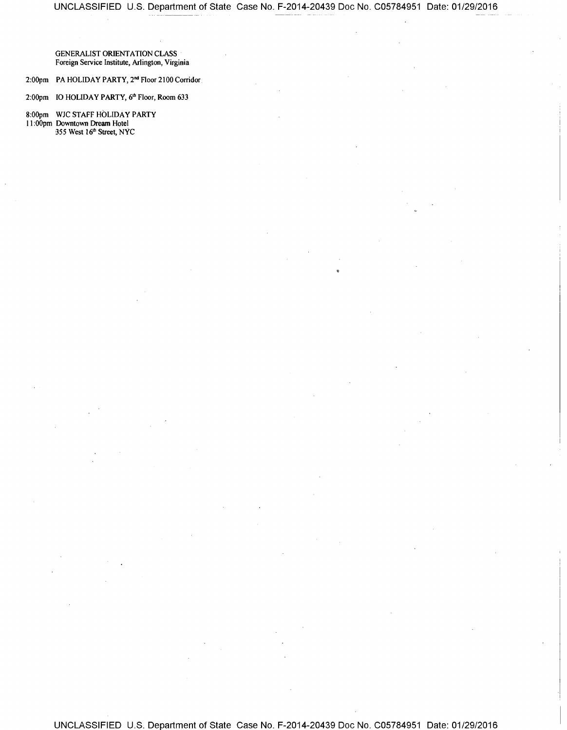GENERALIST ORIENTATION CLASS
Foreign Service Institute, Arlington, Virginia

2:00pm PA HOLIDAY PARTY, 2nd Floor 2100 Corridor

2:00pm IO HOLIDAY PARTY, 6th Floor, Room 633

8:00pm WJC STAFF HOLIDAY PARTY
11:00pm Downtown Dream Hotel
355 West 16th Street, NYC